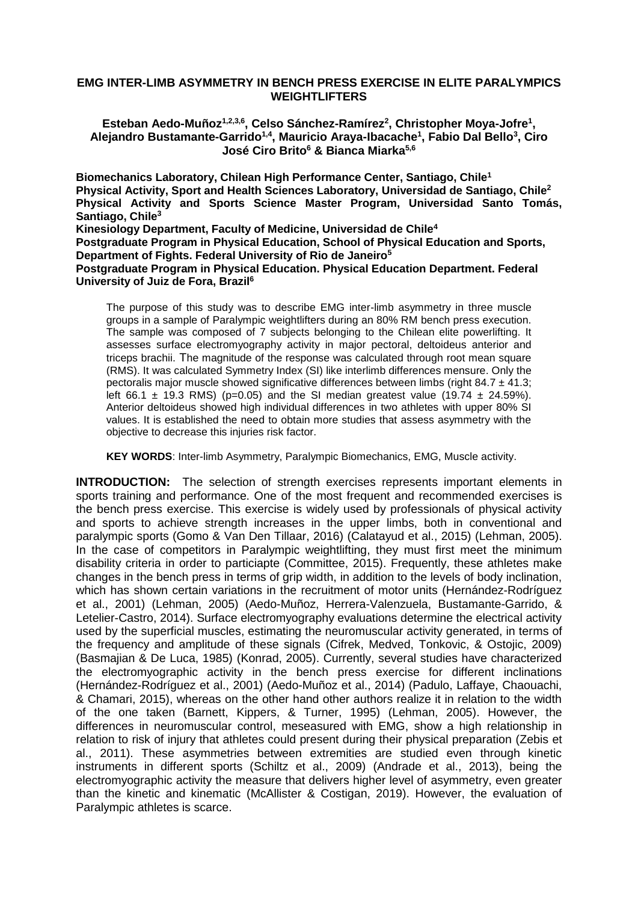# EMG INTER-LIMB ASYMMETRY IN BENCH PRESS EXERCISE IN ELITE PARALYMPICS WEIGHTLIFTERS

**Esteban Aedo-Muñoz[1,2,3,6], Celso Sánchez-Ramírez[2], Christopher Moya-Jofre[1], Alejandro Bustamante-Garrido[1,4], Mauricio Araya-Ibacache[1], Fabio Dal Bello[3], Ciro José Ciro Brito[6] & Bianca Miarka[5,6]**

**Biomechanics Laboratory, Chilean High Performance Center, Santiago, Chile[1]**
**Physical Activity, Sport and Health Sciences Laboratory, Universidad de Santiago, Chile[2]**
**Physical Activity and Sports Science Master Program, Universidad Santo Tomás, Santiago, Chile[3]**
**Kinesiology Department, Faculty of Medicine, Universidad de Chile[4]**
**Postgraduate Program in Physical Education, School of Physical Education and Sports, Department of Fights. Federal University of Rio de Janeiro[5]**
**Postgraduate Program in Physical Education. Physical Education Department. Federal University of Juiz de Fora, Brazil[6]**

The purpose of this study was to describe EMG inter-limb asymmetry in three muscle groups in a sample of Paralympic weightlifters during an 80% RM bench press execution. The sample was composed of 7 subjects belonging to the Chilean elite powerlifting. It assesses surface electromyography activity in major pectoral, deltoideus anterior and triceps brachii. The magnitude of the response was calculated through root mean square (RMS). It was calculated Symmetry Index (SI) like interlimb differences mensure. Only the pectoralis major muscle showed significative differences between limbs (right $84.7 \pm 41.3$; left $66.1 \pm 19.3$ RMS) ($p=0.05$) and the SI median greatest value ($19.74 \pm 24.59\%$). Anterior deltoideus showed high individual differences in two athletes with upper 80% SI values. It is established the need to obtain more studies that assess asymmetry with the objective to decrease this injuries risk factor.

**KEY WORDS**: Inter-limb Asymmetry, Paralympic Biomechanics, EMG, Muscle activity.

**INTRODUCTION:** The selection of strength exercises represents important elements in sports training and performance. One of the most frequent and recommended exercises is the bench press exercise. This exercise is widely used by professionals of physical activity and sports to achieve strength increases in the upper limbs, both in conventional and paralympic sports (Gomo & Van Den Tillaar, 2016) (Calatayud et al., 2015) (Lehman, 2005). In the case of competitors in Paralympic weightlifting, they must first meet the minimum disability criteria in order to particiapte (Committee, 2015). Frequently, these athletes make changes in the bench press in terms of grip width, in addition to the levels of body inclination, which has shown certain variations in the recruitment of motor units (Hernández-Rodríguez et al., 2001) (Lehman, 2005) (Aedo-Muñoz, Herrera-Valenzuela, Bustamante-Garrido, & Letelier-Castro, 2014). Surface electromyography evaluations determine the electrical activity used by the superficial muscles, estimating the neuromuscular activity generated, in terms of the frequency and amplitude of these signals (Cifrek, Medved, Tonkovic, & Ostojic, 2009) (Basmajian & De Luca, 1985) (Konrad, 2005). Currently, several studies have characterized the electromyographic activity in the bench press exercise for different inclinations (Hernández-Rodríguez et al., 2001) (Aedo-Muñoz et al., 2014) (Padulo, Laffaye, Chaouachi, & Chamari, 2015), whereas on the other hand other authors realize it in relation to the width of the one taken (Barnett, Kippers, & Turner, 1995) (Lehman, 2005). However, the differences in neuromuscular control, meseasured with EMG, show a high relationship in relation to risk of injury that athletes could present during their physical preparation (Zebis et al., 2011). These asymmetries between extremities are studied even through kinetic instruments in different sports (Schiltz et al., 2009) (Andrade et al., 2013), being the electromyographic activity the measure that delivers higher level of asymmetry, even greater than the kinetic and kinematic (McAllister & Costigan, 2019). However, the evaluation of Paralympic athletes is scarce.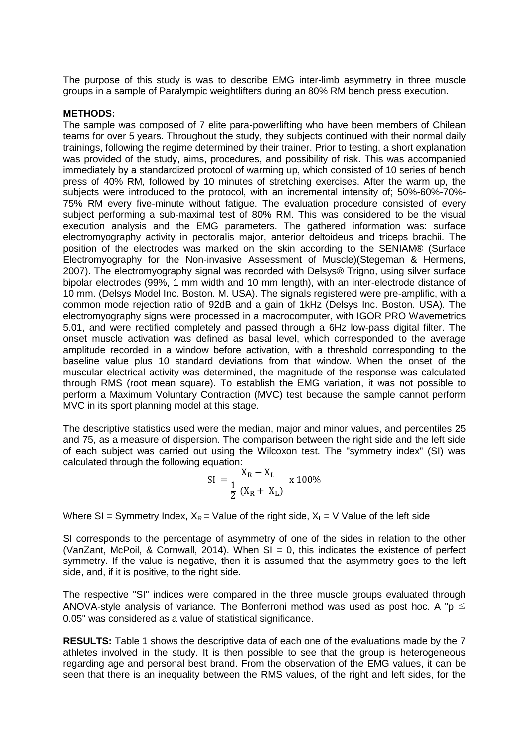The purpose of this study is was to describe EMG inter-limb asymmetry in three muscle groups in a sample of Paralympic weightlifters during an 80% RM bench press execution.

**METHODS:**
The sample was composed of 7 elite para-powerlifting who have been members of Chilean teams for over 5 years. Throughout the study, they subjects continued with their normal daily trainings, following the regime determined by their trainer. Prior to testing, a short explanation was provided of the study, aims, procedures, and possibility of risk. This was accompanied immediately by a standardized protocol of warming up, which consisted of 10 series of bench press of 40% RM, followed by 10 minutes of stretching exercises. After the warm up, the subjects were introduced to the protocol, with an incremental intensity of; 50%-60%-70%-75% RM every five-minute without fatigue. The evaluation procedure consisted of every subject performing a sub-maximal test of 80% RM. This was considered to be the visual execution analysis and the EMG parameters. The gathered information was: surface electromyography activity in pectoralis major, anterior deltoideus and triceps brachii. The position of the electrodes was marked on the skin according to the SENIAM® (Surface Electromyography for the Non-invasive Assessment of Muscle)(Stegeman & Hermens, 2007). The electromyography signal was recorded with Delsys® Trigno, using silver surface bipolar electrodes (99%, 1 mm width and 10 mm length), with an inter-electrode distance of 10 mm. (Delsys Model Inc. Boston. M. USA). The signals registered were pre-amplific, with a common mode rejection ratio of 92dB and a gain of 1kHz (Delsys Inc. Boston. USA). The electromyography signs were processed in a macrocomputer, with IGOR PRO Wavemetrics 5.01, and were rectified completely and passed through a 6Hz low-pass digital filter. The onset muscle activation was defined as basal level, which corresponded to the average amplitude recorded in a window before activation, with a threshold corresponding to the baseline value plus 10 standard deviations from that window. When the onset of the muscular electrical activity was determined, the magnitude of the response was calculated through RMS (root mean square). To establish the EMG variation, it was not possible to perform a Maximum Voluntary Contraction (MVC) test because the sample cannot perform MVC in its sport planning model at this stage.

The descriptive statistics used were the median, major and minor values, and percentiles 25 and 75, as a measure of dispersion. The comparison between the right side and the left side of each subject was carried out using the Wilcoxon test. The "symmetry index" (SI) was calculated through the following equation:

$$\mathrm{SI} = \frac{X_R - X_L}{\frac{1}{2}\,(X_R + X_L)} \text{ x } 100\%$$

Where SI = Symmetry Index, $X_R$ = Value of the right side, $X_L$ = V Value of the left side

SI corresponds to the percentage of asymmetry of one of the sides in relation to the other (VanZant, McPoil, & Cornwall, 2014). When SI = 0, this indicates the existence of perfect symmetry. If the value is negative, then it is assumed that the asymmetry goes to the left side, and, if it is positive, to the right side.

The respective "SI" indices were compared in the three muscle groups evaluated through ANOVA-style analysis of variance. The Bonferroni method was used as post hoc. A "$p \leq 0.05$" was considered as a value of statistical significance.

**RESULTS:** Table 1 shows the descriptive data of each one of the evaluations made by the 7 athletes involved in the study. It is then possible to see that the group is heterogeneous regarding age and personal best brand. From the observation of the EMG values, it can be seen that there is an inequality between the RMS values, of the right and left sides, for the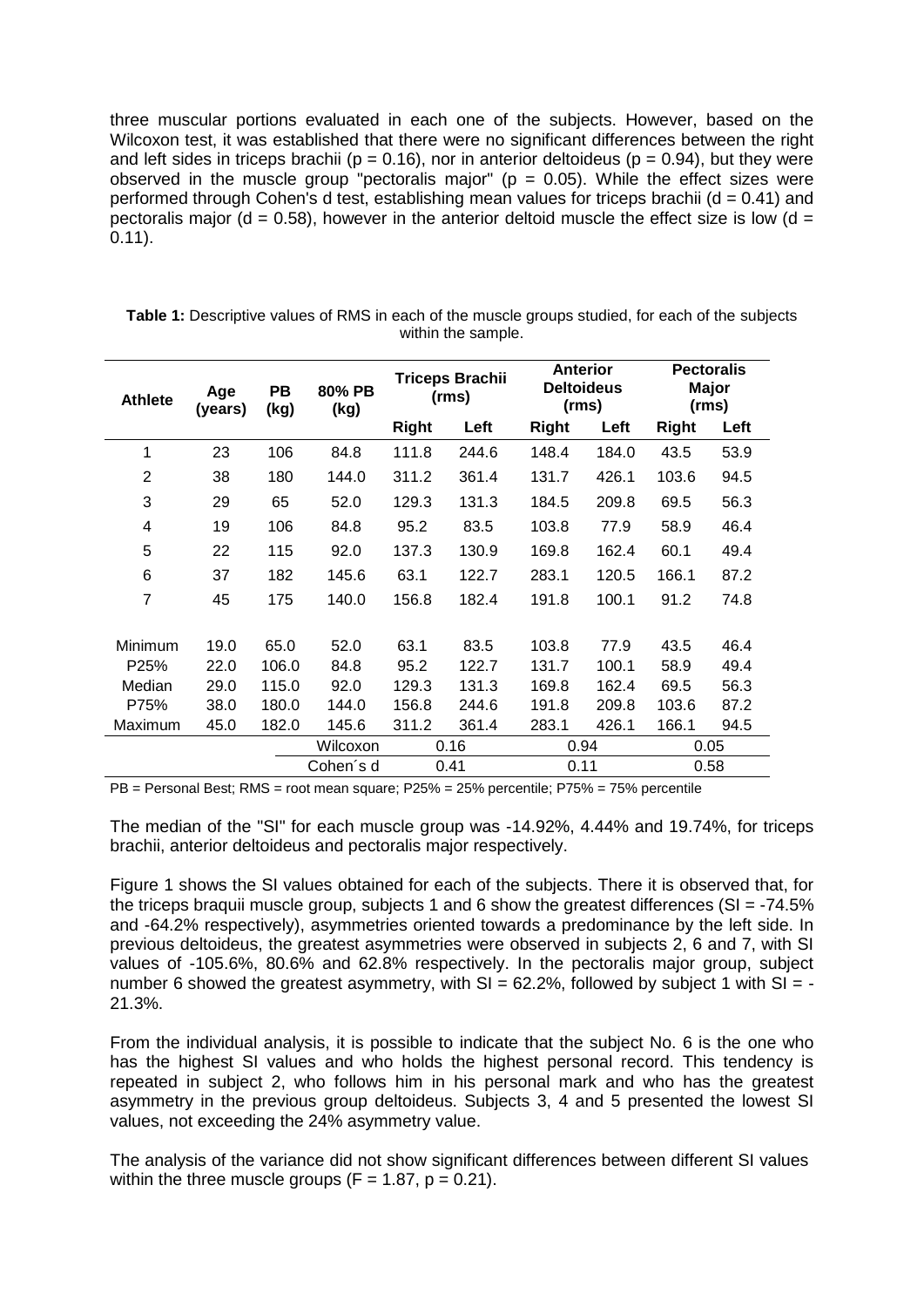three muscular portions evaluated in each one of the subjects. However, based on the Wilcoxon test, it was established that there were no significant differences between the right and left sides in triceps brachii ($p = 0.16$), nor in anterior deltoideus ($p = 0.94$), but they were observed in the muscle group "pectoralis major" ($p = 0.05$). While the effect sizes were performed through Cohen's d test, establishing mean values for triceps brachii ($d = 0.41$) and pectoralis major ($d = 0.58$), however in the anterior deltoid muscle the effect size is low ($d = 0.11$).

**Table 1:** Descriptive values of RMS in each of the muscle groups studied, for each of the subjects within the sample.

| Athlete | Age (years) | PB (kg) | 80% PB (kg) | Triceps Brachii (rms) | | Anterior Deltoideus (rms) | | Pectoralis Major (rms) | |
|---|---|---|---|---|---|---|---|---|---|
| | | | | Right | Left | Right | Left | Right | Left |
| 1 | 23 | 106 | 84.8 | 111.8 | 244.6 | 148.4 | 184.0 | 43.5 | 53.9 |
| 2 | 38 | 180 | 144.0 | 311.2 | 361.4 | 131.7 | 426.1 | 103.6 | 94.5 |
| 3 | 29 | 65 | 52.0 | 129.3 | 131.3 | 184.5 | 209.8 | 69.5 | 56.3 |
| 4 | 19 | 106 | 84.8 | 95.2 | 83.5 | 103.8 | 77.9 | 58.9 | 46.4 |
| 5 | 22 | 115 | 92.0 | 137.3 | 130.9 | 169.8 | 162.4 | 60.1 | 49.4 |
| 6 | 37 | 182 | 145.6 | 63.1 | 122.7 | 283.1 | 120.5 | 166.1 | 87.2 |
| 7 | 45 | 175 | 140.0 | 156.8 | 182.4 | 191.8 | 100.1 | 91.2 | 74.8 |
| Minimum | 19.0 | 65.0 | 52.0 | 63.1 | 83.5 | 103.8 | 77.9 | 43.5 | 46.4 |
| P25% | 22.0 | 106.0 | 84.8 | 95.2 | 122.7 | 131.7 | 100.1 | 58.9 | 49.4 |
| Median | 29.0 | 115.0 | 92.0 | 129.3 | 131.3 | 169.8 | 162.4 | 69.5 | 56.3 |
| P75% | 38.0 | 180.0 | 144.0 | 156.8 | 244.6 | 191.8 | 209.8 | 103.6 | 87.2 |
| Maximum | 45.0 | 182.0 | 145.6 | 311.2 | 361.4 | 283.1 | 426.1 | 166.1 | 94.5 |
| | | | Wilcoxon | 0.16 | | 0.94 | | 0.05 | |
| | | | Cohen´s d | 0.41 | | 0.11 | | 0.58 | |

PB = Personal Best; RMS = root mean square; P25% = 25% percentile; P75% = 75% percentile

The median of the "SI" for each muscle group was -14.92%, 4.44% and 19.74%, for triceps brachii, anterior deltoideus and pectoralis major respectively.

Figure 1 shows the SI values obtained for each of the subjects. There it is observed that, for the triceps braquii muscle group, subjects 1 and 6 show the greatest differences (SI = -74.5% and -64.2% respectively), asymmetries oriented towards a predominance by the left side. In previous deltoideus, the greatest asymmetries were observed in subjects 2, 6 and 7, with SI values of -105.6%, 80.6% and 62.8% respectively. In the pectoralis major group, subject number 6 showed the greatest asymmetry, with SI = 62.2%, followed by subject 1 with SI = -21.3%.

From the individual analysis, it is possible to indicate that the subject No. 6 is the one who has the highest SI values and who holds the highest personal record. This tendency is repeated in subject 2, who follows him in his personal mark and who has the greatest asymmetry in the previous group deltoideus. Subjects 3, 4 and 5 presented the lowest SI values, not exceeding the 24% asymmetry value.

The analysis of the variance did not show significant differences between different SI values within the three muscle groups ($F = 1.87$, $p = 0.21$).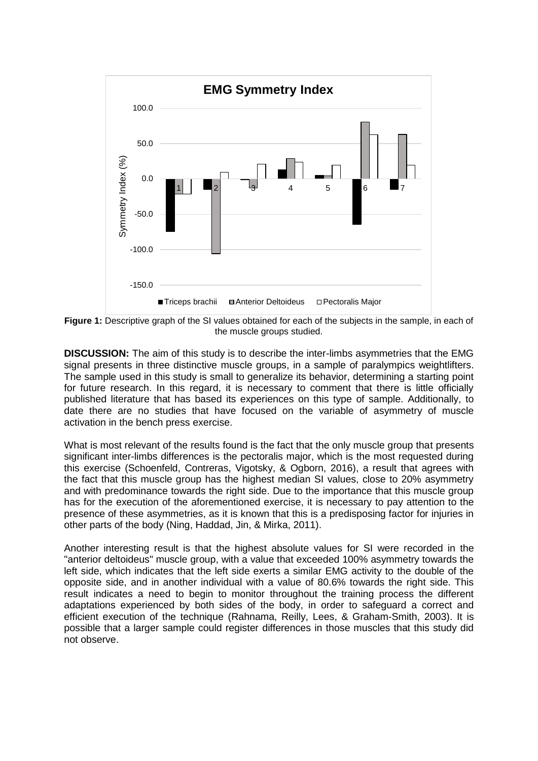**Figure 1:** Descriptive graph of the SI values obtained for each of the subjects in the sample, in each of the muscle groups studied.

**DISCUSSION:** The aim of this study is to describe the inter-limbs asymmetries that the EMG signal presents in three distinctive muscle groups, in a sample of paralympics weightlifters. The sample used in this study is small to generalize its behavior, determining a starting point for future research. In this regard, it is necessary to comment that there is little officially published literature that has based its experiences on this type of sample. Additionally, to date there are no studies that have focused on the variable of asymmetry of muscle activation in the bench press exercise.

What is most relevant of the results found is the fact that the only muscle group that presents significant inter-limbs differences is the pectoralis major, which is the most requested during this exercise (Schoenfeld, Contreras, Vigotsky, & Ogborn, 2016), a result that agrees with the fact that this muscle group has the highest median SI values, close to 20% asymmetry and with predominance towards the right side. Due to the importance that this muscle group has for the execution of the aforementioned exercise, it is necessary to pay attention to the presence of these asymmetries, as it is known that this is a predisposing factor for injuries in other parts of the body (Ning, Haddad, Jin, & Mirka, 2011).

Another interesting result is that the highest absolute values for SI were recorded in the "anterior deltoideus" muscle group, with a value that exceeded 100% asymmetry towards the left side, which indicates that the left side exerts a similar EMG activity to the double of the opposite side, and in another individual with a value of 80.6% towards the right side. This result indicates a need to begin to monitor throughout the training process the different adaptations experienced by both sides of the body, in order to safeguard a correct and efficient execution of the technique (Rahnama, Reilly, Lees, & Graham-Smith, 2003). It is possible that a larger sample could register differences in those muscles that this study did not observe.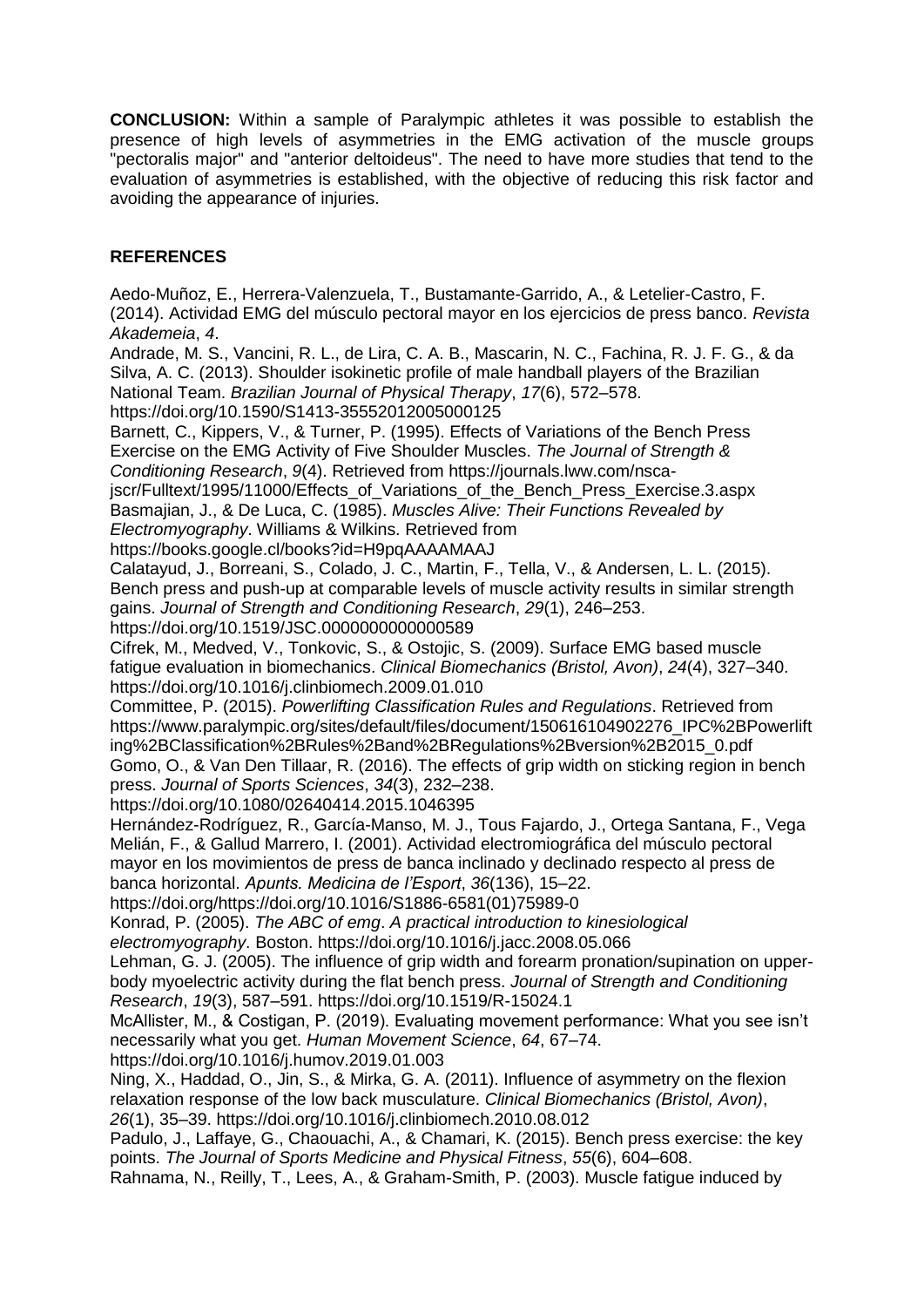**CONCLUSION:** Within a sample of Paralympic athletes it was possible to establish the presence of high levels of asymmetries in the EMG activation of the muscle groups "pectoralis major" and "anterior deltoideus". The need to have more studies that tend to the evaluation of asymmetries is established, with the objective of reducing this risk factor and avoiding the appearance of injuries.

## REFERENCES

Aedo-Muñoz, E., Herrera-Valenzuela, T., Bustamante-Garrido, A., & Letelier-Castro, F. (2014). Actividad EMG del músculo pectoral mayor en los ejercicios de press banco. *Revista Akademeia*, *4*.

Andrade, M. S., Vancini, R. L., de Lira, C. A. B., Mascarin, N. C., Fachina, R. J. F. G., & da Silva, A. C. (2013). Shoulder isokinetic profile of male handball players of the Brazilian National Team. *Brazilian Journal of Physical Therapy*, *17*(6), 572–578. https://doi.org/10.1590/S1413-35552012005000125

Barnett, C., Kippers, V., & Turner, P. (1995). Effects of Variations of the Bench Press Exercise on the EMG Activity of Five Shoulder Muscles. *The Journal of Strength & Conditioning Research*, *9*(4). Retrieved from https://journals.lww.com/nsca-jscr/Fulltext/1995/11000/Effects_of_Variations_of_the_Bench_Press_Exercise.3.aspx

Basmajian, J., & De Luca, C. (1985). *Muscles Alive: Their Functions Revealed by Electromyography*. Williams & Wilkins. Retrieved from https://books.google.cl/books?id=H9pqAAAAMAAJ

Calatayud, J., Borreani, S., Colado, J. C., Martin, F., Tella, V., & Andersen, L. L. (2015). Bench press and push-up at comparable levels of muscle activity results in similar strength gains. *Journal of Strength and Conditioning Research*, *29*(1), 246–253. https://doi.org/10.1519/JSC.0000000000000589

Cifrek, M., Medved, V., Tonkovic, S., & Ostojic, S. (2009). Surface EMG based muscle fatigue evaluation in biomechanics. *Clinical Biomechanics (Bristol, Avon)*, *24*(4), 327–340. https://doi.org/10.1016/j.clinbiomech.2009.01.010

Committee, P. (2015). *Powerlifting Classification Rules and Regulations*. Retrieved from https://www.paralympic.org/sites/default/files/document/150616104902276_IPC%2BPowerlifting%2BClassification%2BRules%2Band%2BRegulations%2Bversion%2B2015_0.pdf

Gomo, O., & Van Den Tillaar, R. (2016). The effects of grip width on sticking region in bench press. *Journal of Sports Sciences*, *34*(3), 232–238. https://doi.org/10.1080/02640414.2015.1046395

Hernández-Rodríguez, R., García-Manso, M. J., Tous Fajardo, J., Ortega Santana, F., Vega Melián, F., & Gallud Marrero, I. (2001). Actividad electromiográfica del músculo pectoral mayor en los movimientos de press de banca inclinado y declinado respecto al press de banca horizontal. *Apunts. Medicina de l'Esport*, *36*(136), 15–22. https://doi.org/https://doi.org/10.1016/S1886-6581(01)75989-0

Konrad, P. (2005). *The ABC of emg*. *A practical introduction to kinesiological electromyography*. Boston. https://doi.org/10.1016/j.jacc.2008.05.066

Lehman, G. J. (2005). The influence of grip width and forearm pronation/supination on upper-body myoelectric activity during the flat bench press. *Journal of Strength and Conditioning Research*, *19*(3), 587–591. https://doi.org/10.1519/R-15024.1

McAllister, M., & Costigan, P. (2019). Evaluating movement performance: What you see isn't necessarily what you get. *Human Movement Science*, *64*, 67–74. https://doi.org/10.1016/j.humov.2019.01.003

Ning, X., Haddad, O., Jin, S., & Mirka, G. A. (2011). Influence of asymmetry on the flexion relaxation response of the low back musculature. *Clinical Biomechanics (Bristol, Avon)*, *26*(1), 35–39. https://doi.org/10.1016/j.clinbiomech.2010.08.012

Padulo, J., Laffaye, G., Chaouachi, A., & Chamari, K. (2015). Bench press exercise: the key points. *The Journal of Sports Medicine and Physical Fitness*, *55*(6), 604–608.

Rahnama, N., Reilly, T., Lees, A., & Graham-Smith, P. (2003). Muscle fatigue induced by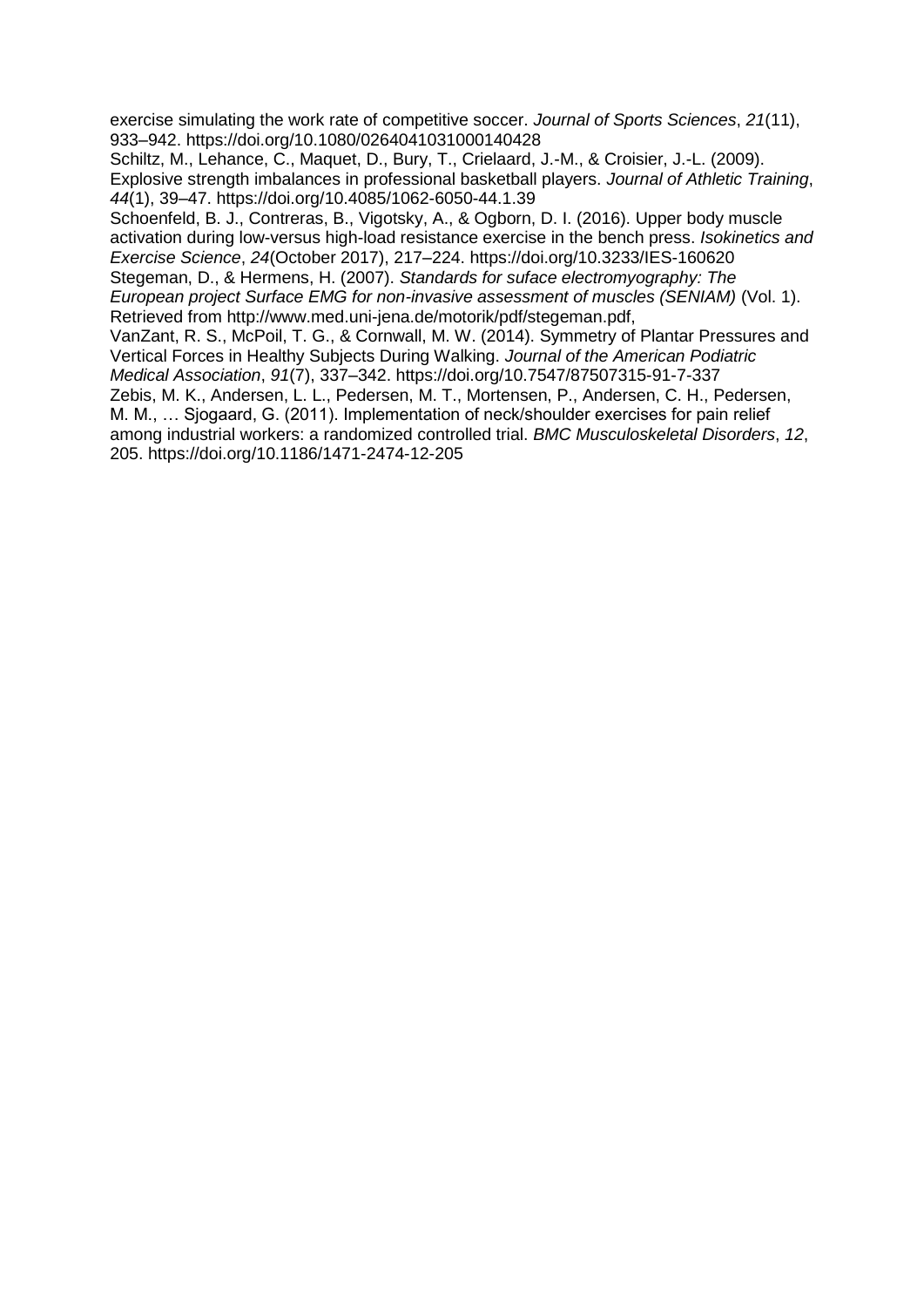exercise simulating the work rate of competitive soccer. *Journal of Sports Sciences*, *21*(11), 933–942. https://doi.org/10.1080/0264041031000140428

Schiltz, M., Lehance, C., Maquet, D., Bury, T., Crielaard, J.-M., & Croisier, J.-L. (2009). Explosive strength imbalances in professional basketball players. *Journal of Athletic Training*, *44*(1), 39–47. https://doi.org/10.4085/1062-6050-44.1.39

Schoenfeld, B. J., Contreras, B., Vigotsky, A., & Ogborn, D. I. (2016). Upper body muscle activation during low-versus high-load resistance exercise in the bench press. *Isokinetics and Exercise Science*, *24*(October 2017), 217–224. https://doi.org/10.3233/IES-160620

Stegeman, D., & Hermens, H. (2007). *Standards for suface electromyography: The European project Surface EMG for non-invasive assessment of muscles (SENIAM)* (Vol. 1). Retrieved from http://www.med.uni-jena.de/motorik/pdf/stegeman.pdf,

VanZant, R. S., McPoil, T. G., & Cornwall, M. W. (2014). Symmetry of Plantar Pressures and Vertical Forces in Healthy Subjects During Walking. *Journal of the American Podiatric Medical Association*, *91*(7), 337–342. https://doi.org/10.7547/87507315-91-7-337

Zebis, M. K., Andersen, L. L., Pedersen, M. T., Mortensen, P., Andersen, C. H., Pedersen, M. M., … Sjogaard, G. (2011). Implementation of neck/shoulder exercises for pain relief among industrial workers: a randomized controlled trial. *BMC Musculoskeletal Disorders*, *12*, 205. https://doi.org/10.1186/1471-2474-12-205